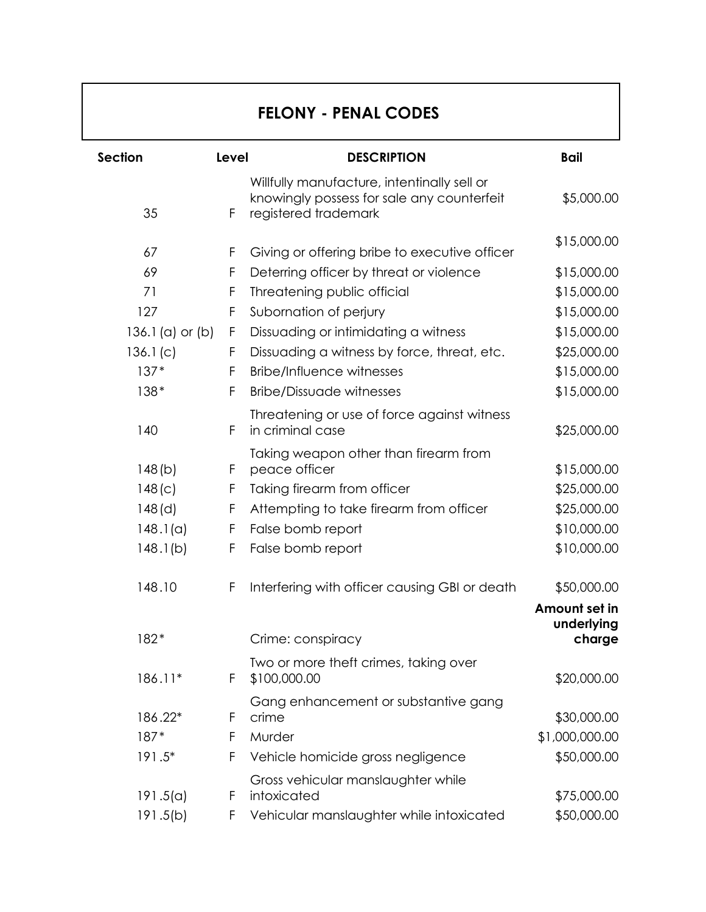# FELONY - PENAL CODES

| Section | Level | DESCRIPTION | Bail |
|---|---|---|---|
| 35 | F | Willfully manufacture, intentionally sell or knowingly possess for sale any counterfeit registered trademark | $5,000.00 |
| 67 | F | Giving or offering bribe to executive officer | $15,000.00 |
| 69 | F | Deterring officer by threat or violence | $15,000.00 |
| 71 | F | Threatening public official | $15,000.00 |
| 127 | F | Subornation of perjury | $15,000.00 |
| 136.1 (a) or (b) | F | Dissuading or intimidating a witness | $15,000.00 |
| 136.1 (c) | F | Dissuading a witness by force, threat, etc. | $25,000.00 |
| 137* | F | Bribe/Influence witnesses | $15,000.00 |
| 138* | F | Bribe/Dissuade witnesses | $15,000.00 |
| 140 | F | Threatening or use of force against witness in criminal case | $25,000.00 |
| 148 (b) | F | Taking weapon other than firearm from peace officer | $15,000.00 |
| 148 (c) | F | Taking firearm from officer | $25,000.00 |
| 148 (d) | F | Attempting to take firearm from officer | $25,000.00 |
| 148.1(a) | F | False bomb report | $10,000.00 |
| 148.1(b) | F | False bomb report | $10,000.00 |
| 148.10 | F | Interfering with officer causing GBI or death | $50,000.00 |
| 182* | | Crime: conspiracy | **Amount set in underlying charge** |
| 186.11* | F | Two or more theft crimes, taking over $100,000.00 | $20,000.00 |
| 186.22* | F | Gang enhancement or substantive gang crime | $30,000.00 |
| 187* | F | Murder | $1,000,000.00 |
| 191.5* | F | Vehicle homicide gross negligence | $50,000.00 |
| 191.5(a) | F | Gross vehicular manslaughter while intoxicated | $75,000.00 |
| 191.5(b) | F | Vehicular manslaughter while intoxicated | $50,000.00 |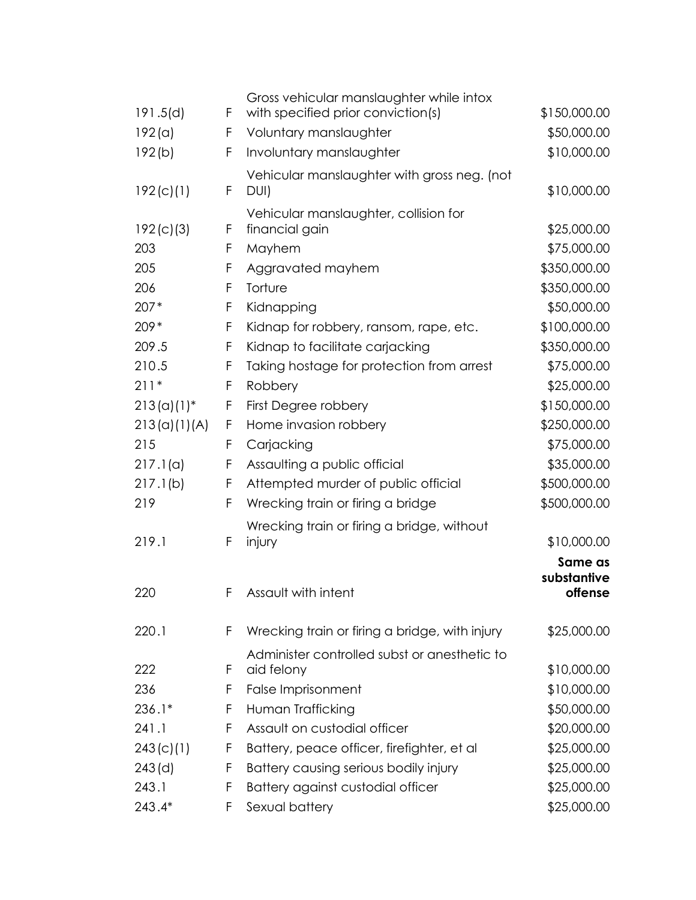| | | | |
|---|---|---|---|
| 191.5(d) | F | Gross vehicular manslaughter while intox with specified prior conviction(s) | $150,000.00 |
| 192(a) | F | Voluntary manslaughter | $50,000.00 |
| 192(b) | F | Involuntary manslaughter | $10,000.00 |
| 192(c)(1) | F | Vehicular manslaughter with gross neg. (not DUI) | $10,000.00 |
| 192(c)(3) | F | Vehicular manslaughter, collision for financial gain | $25,000.00 |
| 203 | F | Mayhem | $75,000.00 |
| 205 | F | Aggravated mayhem | $350,000.00 |
| 206 | F | Torture | $350,000.00 |
| 207* | F | Kidnapping | $50,000.00 |
| 209* | F | Kidnap for robbery, ransom, rape, etc. | $100,000.00 |
| 209.5 | F | Kidnap to facilitate carjacking | $350,000.00 |
| 210.5 | F | Taking hostage for protection from arrest | $75,000.00 |
| 211* | F | Robbery | $25,000.00 |
| 213(a)(1)* | F | First Degree robbery | $150,000.00 |
| 213(a)(1)(A) | F | Home invasion robbery | $250,000.00 |
| 215 | F | Carjacking | $75,000.00 |
| 217.1(a) | F | Assaulting a public official | $35,000.00 |
| 217.1(b) | F | Attempted murder of public official | $500,000.00 |
| 219 | F | Wrecking train or firing a bridge | $500,000.00 |
| 219.1 | F | Wrecking train or firing a bridge, without injury | $10,000.00 |
| 220 | F | Assault with intent | **Same as substantive offense** |
| 220.1 | F | Wrecking train or firing a bridge, with injury | $25,000.00 |
| 222 | F | Administer controlled subst or anesthetic to aid felony | $10,000.00 |
| 236 | F | False Imprisonment | $10,000.00 |
| 236.1* | F | Human Trafficking | $50,000.00 |
| 241.1 | F | Assault on custodial officer | $20,000.00 |
| 243(c)(1) | F | Battery, peace officer, firefighter, et al | $25,000.00 |
| 243(d) | F | Battery causing serious bodily injury | $25,000.00 |
| 243.1 | F | Battery against custodial officer | $25,000.00 |
| 243.4* | F | Sexual battery | $25,000.00 |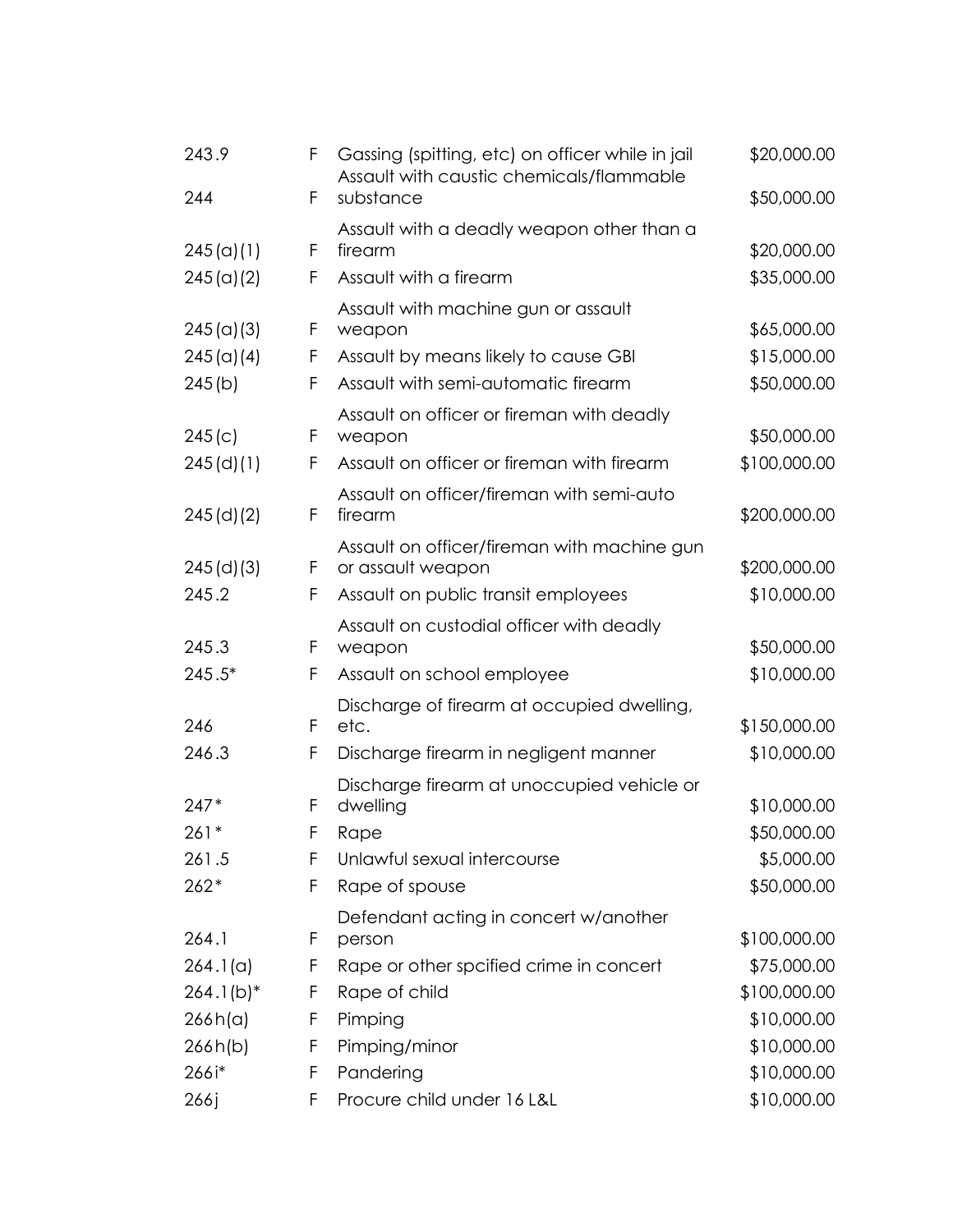| | | | |
|---|---|---|---|
| 243.9 | F | Gassing (spitting, etc) on officer while in jail | $20,000.00 |
| 244 | F | Assault with caustic chemicals/flammable substance | $50,000.00 |
| 245(a)(1) | F | Assault with a deadly weapon other than a firearm | $20,000.00 |
| 245(a)(2) | F | Assault with a firearm | $35,000.00 |
| 245(a)(3) | F | Assault with machine gun or assault weapon | $65,000.00 |
| 245(a)(4) | F | Assault by means likely to cause GBI | $15,000.00 |
| 245(b) | F | Assault with semi-automatic firearm | $50,000.00 |
| 245(c) | F | Assault on officer or fireman with deadly weapon | $50,000.00 |
| 245(d)(1) | F | Assault on officer or fireman with firearm | $100,000.00 |
| 245(d)(2) | F | Assault on officer/fireman with semi-auto firearm | $200,000.00 |
| 245(d)(3) | F | Assault on officer/fireman with machine gun or assault weapon | $200,000.00 |
| 245.2 | F | Assault on public transit employees | $10,000.00 |
| 245.3 | F | Assault on custodial officer with deadly weapon | $50,000.00 |
| 245.5* | F | Assault on school employee | $10,000.00 |
| 246 | F | Discharge of firearm at occupied dwelling, etc. | $150,000.00 |
| 246.3 | F | Discharge firearm in negligent manner | $10,000.00 |
| 247* | F | Discharge firearm at unoccupied vehicle or dwelling | $10,000.00 |
| 261* | F | Rape | $50,000.00 |
| 261.5 | F | Unlawful sexual intercourse | $5,000.00 |
| 262* | F | Rape of spouse | $50,000.00 |
| 264.1 | F | Defendant acting in concert w/another person | $100,000.00 |
| 264.1(a) | F | Rape or other spcified crime in concert | $75,000.00 |
| 264.1(b)* | F | Rape of child | $100,000.00 |
| 266h(a) | F | Pimping | $10,000.00 |
| 266h(b) | F | Pimping/minor | $10,000.00 |
| 266i* | F | Pandering | $10,000.00 |
| 266j | F | Procure child under 16 L&L | $10,000.00 |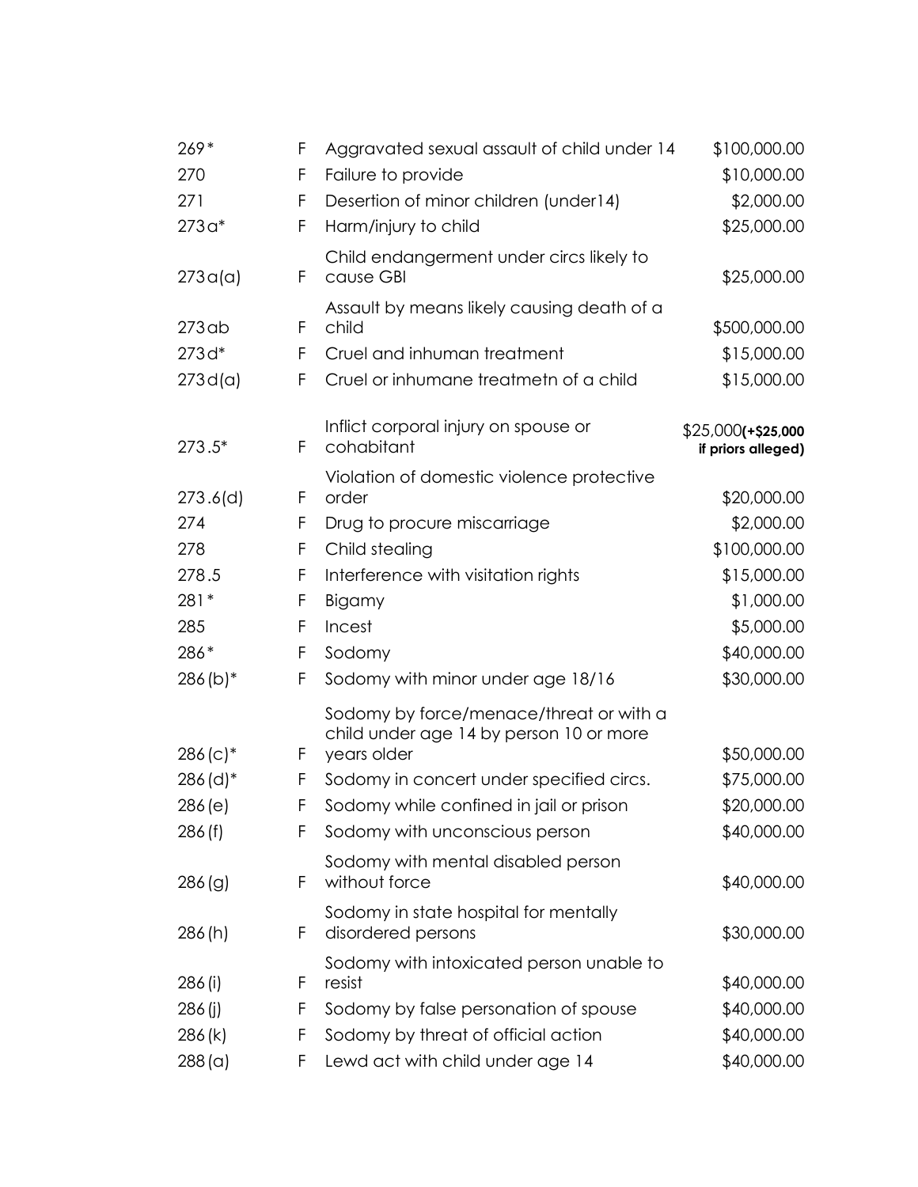| | | | |
|---|---|---|---|
| 269* | F | Aggravated sexual assault of child under 14 | $100,000.00 |
| 270 | F | Failure to provide | $10,000.00 |
| 271 | F | Desertion of minor children (under14) | $2,000.00 |
| 273a* | F | Harm/injury to child | $25,000.00 |
| 273a(a) | F | Child endangerment under circs likely to cause GBI | $25,000.00 |
| 273ab | F | Assault by means likely causing death of a child | $500,000.00 |
| 273d* | F | Cruel and inhuman treatment | $15,000.00 |
| 273d(a) | F | Cruel or inhumane treatmetn of a child | $15,000.00 |
| 273.5* | F | Inflict corporal injury on spouse or cohabitant | $25,000**(+$25,000 if priors alleged)** |
| 273.6(d) | F | Violation of domestic violence protective order | $20,000.00 |
| 274 | F | Drug to procure miscarriage | $2,000.00 |
| 278 | F | Child stealing | $100,000.00 |
| 278.5 | F | Interference with visitation rights | $15,000.00 |
| 281* | F | Bigamy | $1,000.00 |
| 285 | F | Incest | $5,000.00 |
| 286* | F | Sodomy | $40,000.00 |
| 286(b)* | F | Sodomy with minor under age 18/16 | $30,000.00 |
| 286(c)* | F | Sodomy by force/menace/threat or with a child under age 14 by person 10 or more years older | $50,000.00 |
| 286(d)* | F | Sodomy in concert under specified circs. | $75,000.00 |
| 286(e) | F | Sodomy while confined in jail or prison | $20,000.00 |
| 286(f) | F | Sodomy with unconscious person | $40,000.00 |
| 286(g) | F | Sodomy with mental disabled person without force | $40,000.00 |
| 286(h) | F | Sodomy in state hospital for mentally disordered persons | $30,000.00 |
| 286(i) | F | Sodomy with intoxicated person unable to resist | $40,000.00 |
| 286(j) | F | Sodomy by false personation of spouse | $40,000.00 |
| 286(k) | F | Sodomy by threat of official action | $40,000.00 |
| 288(a) | F | Lewd act with child under age 14 | $40,000.00 |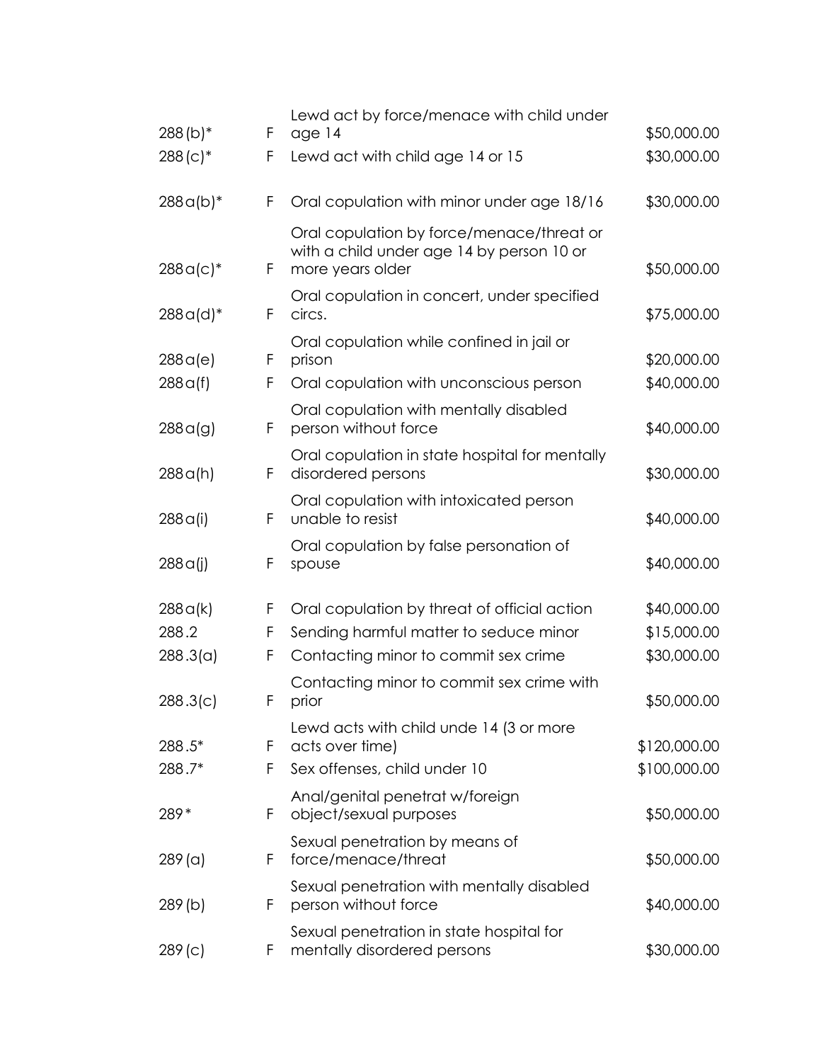| | | | |
|---|---|---|---|
| 288(b)* | F | Lewd act by force/menace with child under age 14 | $50,000.00 |
| 288(c)* | F | Lewd act with child age 14 or 15 | $30,000.00 |
| 288a(b)* | F | Oral copulation with minor under age 18/16 | $30,000.00 |
| 288a(c)* | F | Oral copulation by force/menace/threat or with a child under age 14 by person 10 or more years older | $50,000.00 |
| 288a(d)* | F | Oral copulation in concert, under specified circs. | $75,000.00 |
| 288a(e) | F | Oral copulation while confined in jail or prison | $20,000.00 |
| 288a(f) | F | Oral copulation with unconscious person | $40,000.00 |
| 288a(g) | F | Oral copulation with mentally disabled person without force | $40,000.00 |
| 288a(h) | F | Oral copulation in state hospital for mentally disordered persons | $30,000.00 |
| 288a(i) | F | Oral copulation with intoxicated person unable to resist | $40,000.00 |
| 288a(j) | F | Oral copulation by false personation of spouse | $40,000.00 |
| 288a(k) | F | Oral copulation by threat of official action | $40,000.00 |
| 288.2 | F | Sending harmful matter to seduce minor | $15,000.00 |
| 288.3(a) | F | Contacting minor to commit sex crime | $30,000.00 |
| 288.3(c) | F | Contacting minor to commit sex crime with prior | $50,000.00 |
| 288.5* | F | Lewd acts with child unde 14 (3 or more acts over time) | $120,000.00 |
| 288.7* | F | Sex offenses, child under 10 | $100,000.00 |
| 289* | F | Anal/genital penetrat w/foreign object/sexual purposes | $50,000.00 |
| 289(a) | F | Sexual penetration by means of force/menace/threat | $50,000.00 |
| 289(b) | F | Sexual penetration with mentally disabled person without force | $40,000.00 |
| 289(c) | F | Sexual penetration in state hospital for mentally disordered persons | $30,000.00 |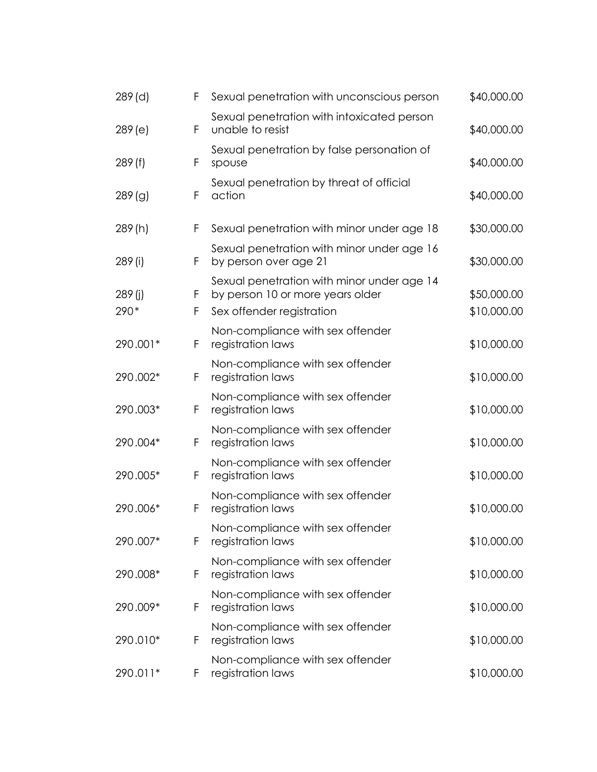| | | | |
|---|---|---|---|
| 289 (d) | F | Sexual penetration with unconscious person | $40,000.00 |
| 289 (e) | F | Sexual penetration with intoxicated person unable to resist | $40,000.00 |
| 289 (f) | F | Sexual penetration by false personation of spouse | $40,000.00 |
| 289 (g) | F | Sexual penetration by threat of official action | $40,000.00 |
| 289 (h) | F | Sexual penetration with minor under age 18 | $30,000.00 |
| 289 (i) | F | Sexual penetration with minor under age 16 by person over age 21 | $30,000.00 |
| 289 (j) | F | Sexual penetration with minor under age 14 by person 10 or more years older | $50,000.00 |
| 290* | F | Sex offender registration | $10,000.00 |
| 290.001* | F | Non-compliance with sex offender registration laws | $10,000.00 |
| 290.002* | F | Non-compliance with sex offender registration laws | $10,000.00 |
| 290.003* | F | Non-compliance with sex offender registration laws | $10,000.00 |
| 290.004* | F | Non-compliance with sex offender registration laws | $10,000.00 |
| 290.005* | F | Non-compliance with sex offender registration laws | $10,000.00 |
| 290.006* | F | Non-compliance with sex offender registration laws | $10,000.00 |
| 290.007* | F | Non-compliance with sex offender registration laws | $10,000.00 |
| 290.008* | F | Non-compliance with sex offender registration laws | $10,000.00 |
| 290.009* | F | Non-compliance with sex offender registration laws | $10,000.00 |
| 290.010* | F | Non-compliance with sex offender registration laws | $10,000.00 |
| 290.011* | F | Non-compliance with sex offender registration laws | $10,000.00 |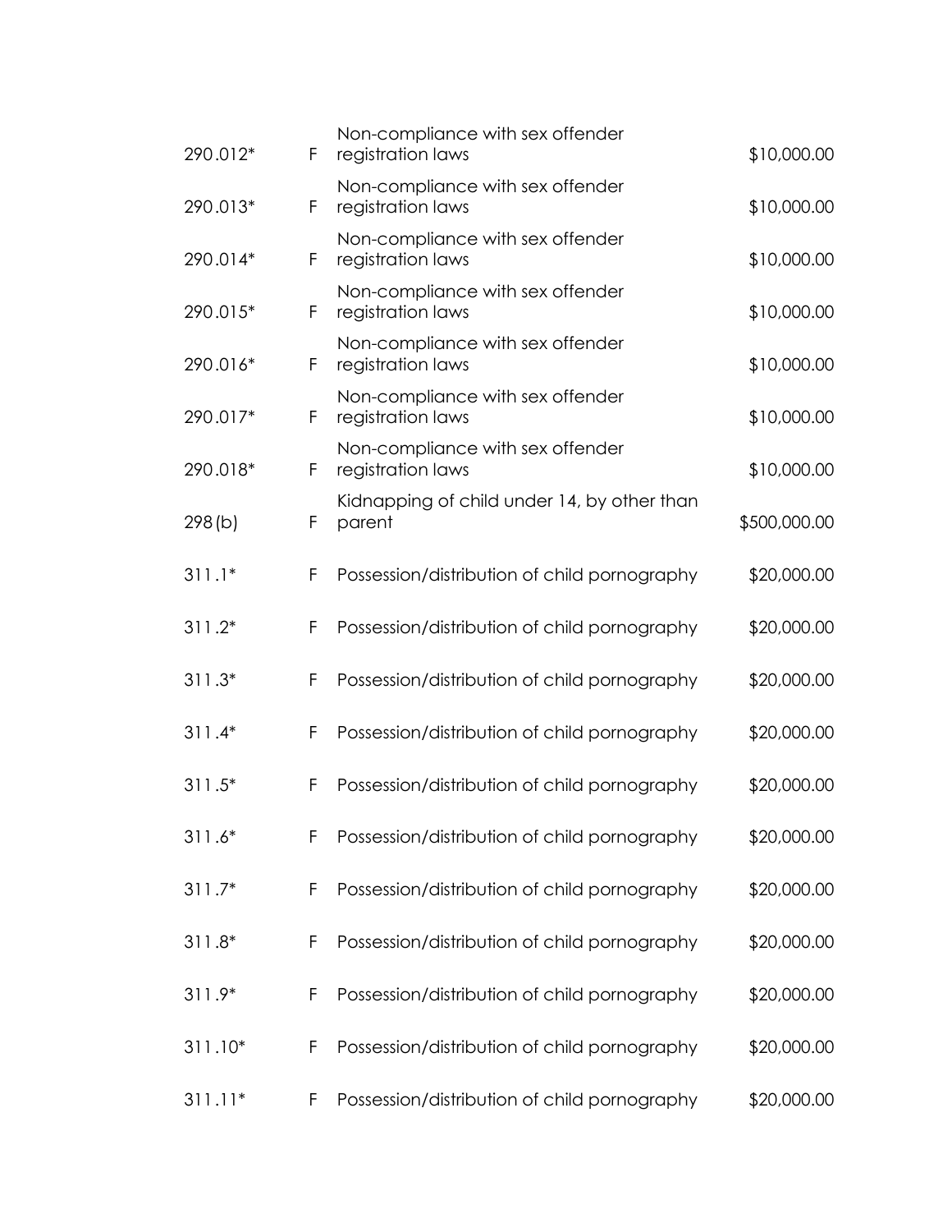| | | | |
|---|---|---|---|
| 290.012* | F | Non-compliance with sex offender registration laws | $10,000.00 |
| 290.013* | F | Non-compliance with sex offender registration laws | $10,000.00 |
| 290.014* | F | Non-compliance with sex offender registration laws | $10,000.00 |
| 290.015* | F | Non-compliance with sex offender registration laws | $10,000.00 |
| 290.016* | F | Non-compliance with sex offender registration laws | $10,000.00 |
| 290.017* | F | Non-compliance with sex offender registration laws | $10,000.00 |
| 290.018* | F | Non-compliance with sex offender registration laws | $10,000.00 |
| 298(b) | F | Kidnapping of child under 14, by other than parent | $500,000.00 |
| 311.1* | F | Possession/distribution of child pornography | $20,000.00 |
| 311.2* | F | Possession/distribution of child pornography | $20,000.00 |
| 311.3* | F | Possession/distribution of child pornography | $20,000.00 |
| 311.4* | F | Possession/distribution of child pornography | $20,000.00 |
| 311.5* | F | Possession/distribution of child pornography | $20,000.00 |
| 311.6* | F | Possession/distribution of child pornography | $20,000.00 |
| 311.7* | F | Possession/distribution of child pornography | $20,000.00 |
| 311.8* | F | Possession/distribution of child pornography | $20,000.00 |
| 311.9* | F | Possession/distribution of child pornography | $20,000.00 |
| 311.10* | F | Possession/distribution of child pornography | $20,000.00 |
| 311.11* | F | Possession/distribution of child pornography | $20,000.00 |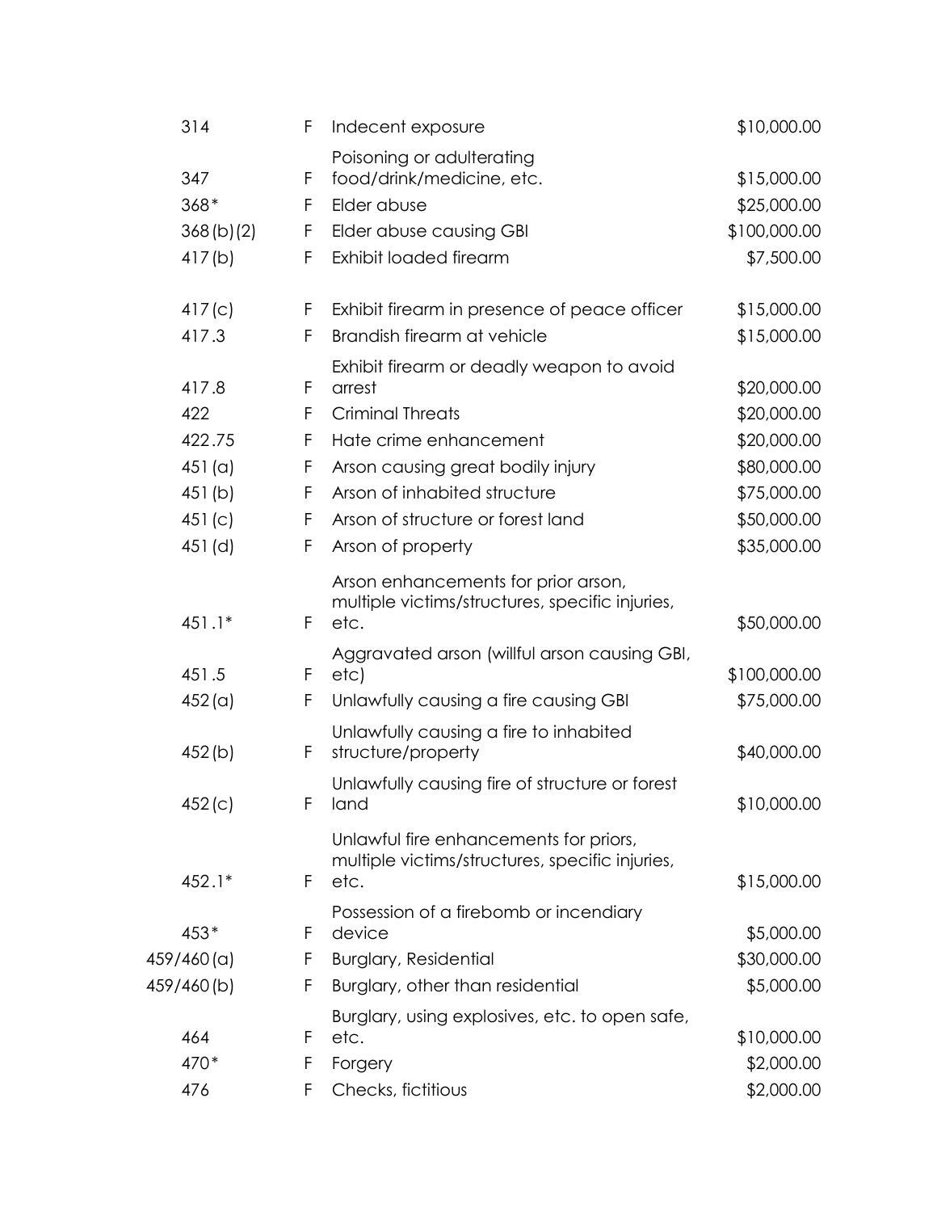| | | | |
|---|---|---|---|
| 314 | F | Indecent exposure | $10,000.00 |
| 347 | F | Poisoning or adulterating food/drink/medicine, etc. | $15,000.00 |
| 368* | F | Elder abuse | $25,000.00 |
| 368(b)(2) | F | Elder abuse causing GBI | $100,000.00 |
| 417(b) | F | Exhibit loaded firearm | $7,500.00 |
| 417(c) | F | Exhibit firearm in presence of peace officer | $15,000.00 |
| 417.3 | F | Brandish firearm at vehicle | $15,000.00 |
| 417.8 | F | Exhibit firearm or deadly weapon to avoid arrest | $20,000.00 |
| 422 | F | Criminal Threats | $20,000.00 |
| 422.75 | F | Hate crime enhancement | $20,000.00 |
| 451(a) | F | Arson causing great bodily injury | $80,000.00 |
| 451(b) | F | Arson of inhabited structure | $75,000.00 |
| 451(c) | F | Arson of structure or forest land | $50,000.00 |
| 451(d) | F | Arson of property | $35,000.00 |
| 451.1* | F | Arson enhancements for prior arson, multiple victims/structures, specific injuries, etc. | $50,000.00 |
| 451.5 | F | Aggravated arson (willful arson causing GBI, etc) | $100,000.00 |
| 452(a) | F | Unlawfully causing a fire causing GBI | $75,000.00 |
| 452(b) | F | Unlawfully causing a fire to inhabited structure/property | $40,000.00 |
| 452(c) | F | Unlawfully causing fire of structure or forest land | $10,000.00 |
| 452.1* | F | Unlawful fire enhancements for priors, multiple victims/structures, specific injuries, etc. | $15,000.00 |
| 453* | F | Possession of a firebomb or incendiary device | $5,000.00 |
| 459/460(a) | F | Burglary, Residential | $30,000.00 |
| 459/460(b) | F | Burglary, other than residential | $5,000.00 |
| 464 | F | Burglary, using explosives, etc. to open safe, etc. | $10,000.00 |
| 470* | F | Forgery | $2,000.00 |
| 476 | F | Checks, fictitious | $2,000.00 |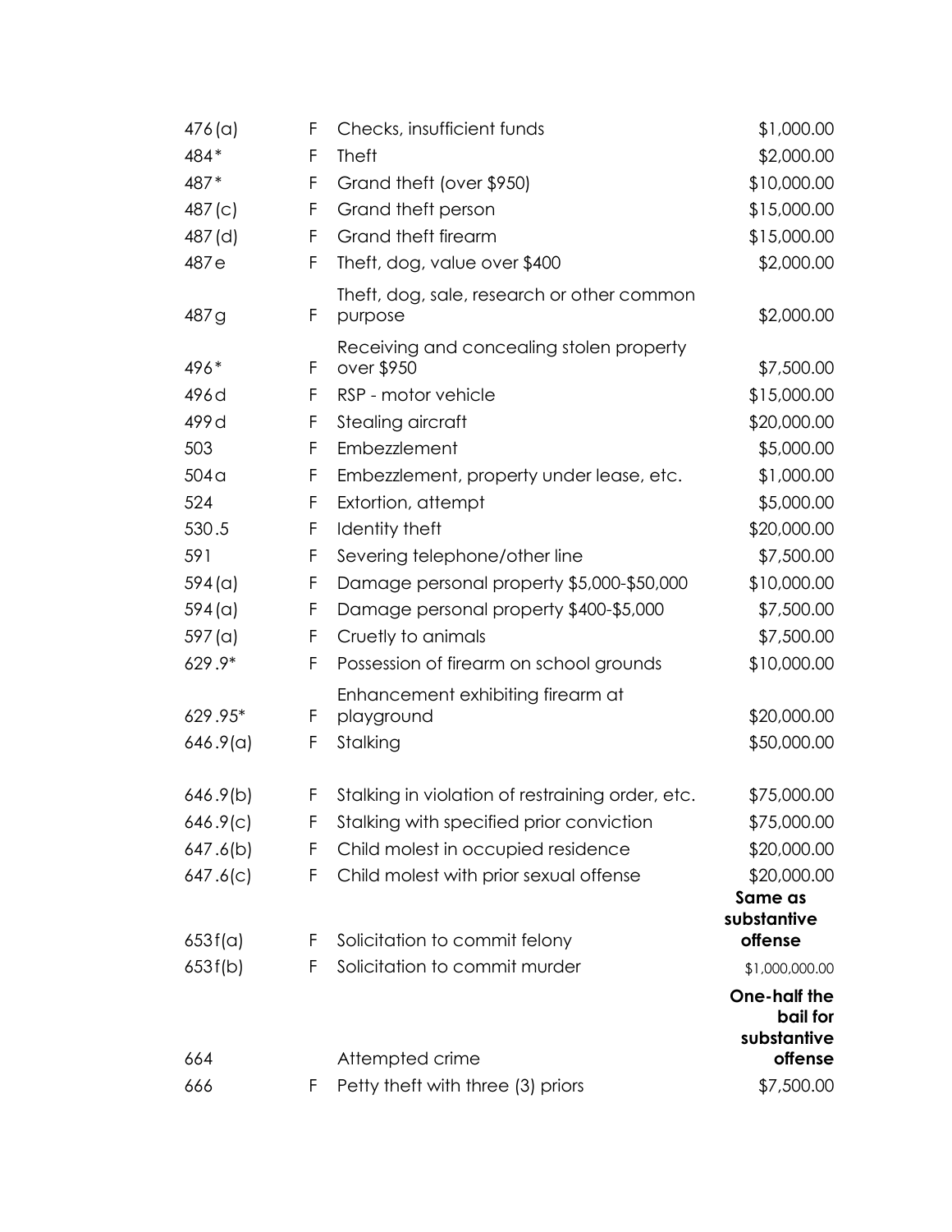| | | | |
|---|---|---|---|
| 476(a) | F | Checks, insufficient funds | $1,000.00 |
| 484* | F | Theft | $2,000.00 |
| 487* | F | Grand theft (over $950) | $10,000.00 |
| 487(c) | F | Grand theft person | $15,000.00 |
| 487(d) | F | Grand theft firearm | $15,000.00 |
| 487e | F | Theft, dog, value over $400 | $2,000.00 |
| 487g | F | Theft, dog, sale, research or other common purpose | $2,000.00 |
| 496* | F | Receiving and concealing stolen property over $950 | $7,500.00 |
| 496d | F | RSP - motor vehicle | $15,000.00 |
| 499d | F | Stealing aircraft | $20,000.00 |
| 503 | F | Embezzlement | $5,000.00 |
| 504a | F | Embezzlement, property under lease, etc. | $1,000.00 |
| 524 | F | Extortion, attempt | $5,000.00 |
| 530.5 | F | Identity theft | $20,000.00 |
| 591 | F | Severing telephone/other line | $7,500.00 |
| 594(a) | F | Damage personal property $5,000-$50,000 | $10,000.00 |
| 594(a) | F | Damage personal property $400-$5,000 | $7,500.00 |
| 597(a) | F | Cruetly to animals | $7,500.00 |
| 629.9* | F | Possession of firearm on school grounds | $10,000.00 |
| 629.95* | F | Enhancement exhibiting firearm at playground | $20,000.00 |
| 646.9(a) | F | Stalking | $50,000.00 |
| 646.9(b) | F | Stalking in violation of restraining order, etc. | $75,000.00 |
| 646.9(c) | F | Stalking with specified prior conviction | $75,000.00 |
| 647.6(b) | F | Child molest in occupied residence | $20,000.00 |
| 647.6(c) | F | Child molest with prior sexual offense | $20,000.00 |
| 653f(a) | F | Solicitation to commit felony | **Same as substantive offense** |
| 653f(b) | F | Solicitation to commit murder | $1,000,000.00 |
| 664 | | Attempted crime | **One-half the bail for substantive offense** |
| 666 | F | Petty theft with three (3) priors | $7,500.00 |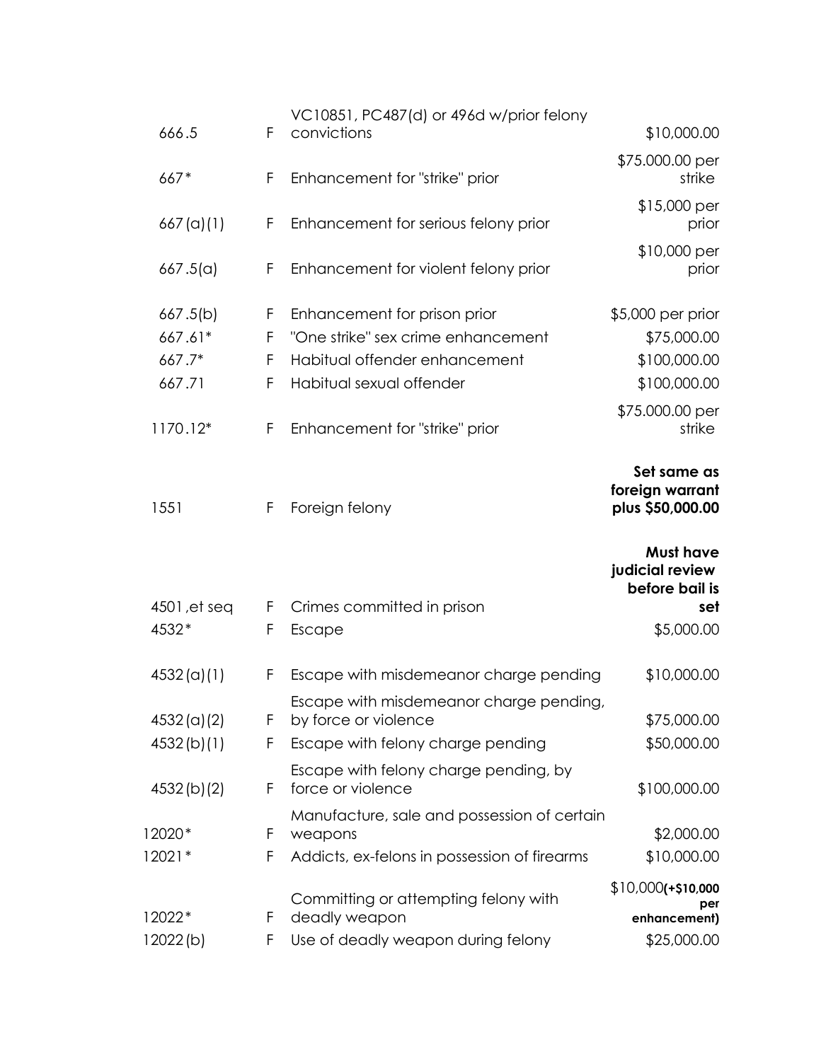| | | | |
|---|---|---|---|
| 666.5 | F | VC10851, PC487(d) or 496d w/prior felony convictions | $10,000.00 |
| 667* | F | Enhancement for "strike" prior | $75.000.00 per strike |
| 667(a)(1) | F | Enhancement for serious felony prior | $15,000 per prior |
| 667.5(a) | F | Enhancement for violent felony prior | $10,000 per prior |
| 667.5(b) | F | Enhancement for prison prior | $5,000 per prior |
| 667.61* | F | "One strike" sex crime enhancement | $75,000.00 |
| 667.7* | F | Habitual offender enhancement | $100,000.00 |
| 667.71 | F | Habitual sexual offender | $100,000.00 |
| 1170.12* | F | Enhancement for "strike" prior | $75.000.00 per strike |
| 1551 | F | Foreign felony | **Set same as foreign warrant plus $50,000.00** |
| 4501,et seq | F | Crimes committed in prison | **Must have judicial review before bail is set** |
| 4532* | F | Escape | $5,000.00 |
| 4532(a)(1) | F | Escape with misdemeanor charge pending | $10,000.00 |
| 4532(a)(2) | F | Escape with misdemeanor charge pending, by force or violence | $75,000.00 |
| 4532(b)(1) | F | Escape with felony charge pending | $50,000.00 |
| 4532(b)(2) | F | Escape with felony charge pending, by force or violence | $100,000.00 |
| 12020* | F | Manufacture, sale and possession of certain weapons | $2,000.00 |
| 12021* | F | Addicts, ex-felons in possession of firearms | $10,000.00 |
| 12022* | F | Committing or attempting felony with deadly weapon | $10,000**(+$10,000 per enhancement)** |
| 12022(b) | F | Use of deadly weapon during felony | $25,000.00 |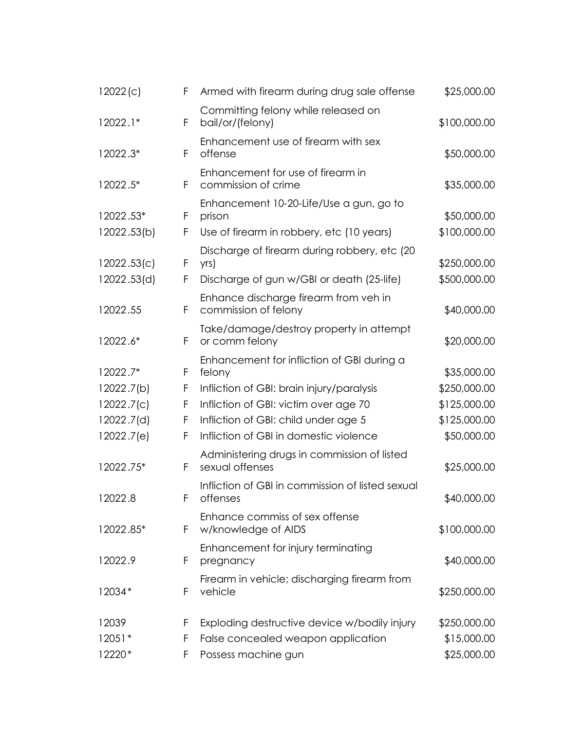| | | | |
|---|---|---|---|
| 12022(c) | F | Armed with firearm during drug sale offense | $25,000.00 |
| 12022.1* | F | Committing felony while released on bail/or/(felony) | $100,000.00 |
| 12022.3* | F | Enhancement use of firearm with sex offense | $50,000.00 |
| 12022.5* | F | Enhancement for use of firearm in commission of crime | $35,000.00 |
| 12022.53* | F | Enhancement 10-20-Life/Use a gun, go to prison | $50,000.00 |
| 12022.53(b) | F | Use of firearm in robbery, etc (10 years) | $100,000.00 |
| 12022.53(c) | F | Discharge of firearm during robbery, etc (20 yrs) | $250,000.00 |
| 12022.53(d) | F | Discharge of gun w/GBI or death (25-life) | $500,000.00 |
| 12022.55 | F | Enhance discharge firearm from veh in commission of felony | $40,000.00 |
| 12022.6* | F | Take/damage/destroy property in attempt or comm felony | $20,000.00 |
| 12022.7* | F | Enhancement for infliction of GBI during a felony | $35,000.00 |
| 12022.7(b) | F | Infliction of GBI: brain injury/paralysis | $250,000.00 |
| 12022.7(c) | F | Infliction of GBI: victim over age 70 | $125,000.00 |
| 12022.7(d) | F | Infliction of GBI: child under age 5 | $125,000.00 |
| 12022.7(e) | F | Infliction of GBI in domestic violence | $50,000.00 |
| 12022.75* | F | Administering drugs in commission of listed sexual offenses | $25,000.00 |
| 12022.8 | F | Infliction of GBI in commission of listed sexual offenses | $40,000.00 |
| 12022.85* | F | Enhance commiss of sex offense w/knowledge of AIDS | $100,000.00 |
| 12022.9 | F | Enhancement for injury terminating pregnancy | $40,000.00 |
| 12034* | F | Firearm in vehicle; discharging firearm from vehicle | $250,000.00 |
| 12039 | F | Exploding destructive device w/bodily injury | $250,000.00 |
| 12051* | F | False concealed weapon application | $15,000.00 |
| 12220* | F | Possess machine gun | $25,000.00 |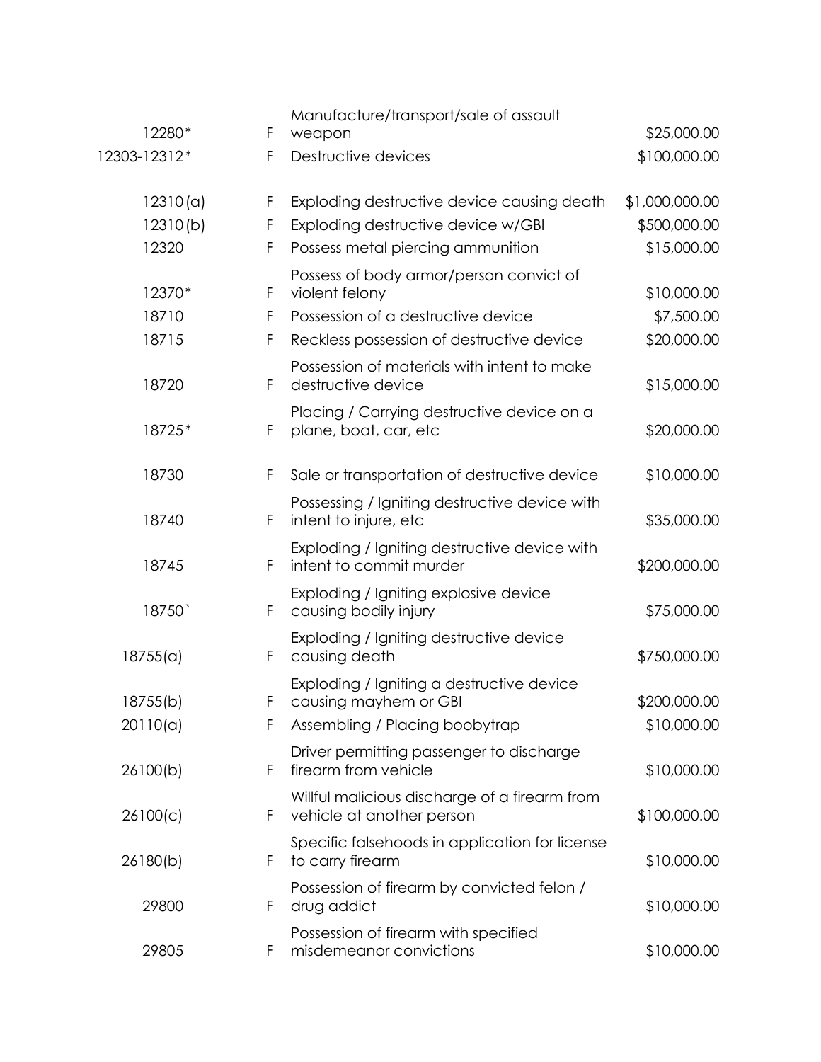| | | | |
|---|---|---|---|
| 12280* | F | Manufacture/transport/sale of assault weapon | $25,000.00 |
| 12303-12312* | F | Destructive devices | $100,000.00 |
| 12310(a) | F | Exploding destructive device causing death | $1,000,000.00 |
| 12310(b) | F | Exploding destructive device w/GBI | $500,000.00 |
| 12320 | F | Possess metal piercing ammunition | $15,000.00 |
| 12370* | F | Possess of body armor/person convict of violent felony | $10,000.00 |
| 18710 | F | Possession of a destructive device | $7,500.00 |
| 18715 | F | Reckless possession of destructive device | $20,000.00 |
| 18720 | F | Possession of materials with intent to make destructive device | $15,000.00 |
| 18725* | F | Placing / Carrying destructive device on a plane, boat, car, etc | $20,000.00 |
| 18730 | F | Sale or transportation of destructive device | $10,000.00 |
| 18740 | F | Possessing / Igniting destructive device with intent to injure, etc | $35,000.00 |
| 18745 | F | Exploding / Igniting destructive device with intent to commit murder | $200,000.00 |
| 18750` | F | Exploding / Igniting explosive device causing bodily injury | $75,000.00 |
| 18755(a) | F | Exploding / Igniting destructive device causing death | $750,000.00 |
| 18755(b) | F | Exploding / Igniting a destructive device causing mayhem or GBI | $200,000.00 |
| 20110(a) | F | Assembling / Placing boobytrap | $10,000.00 |
| 26100(b) | F | Driver permitting passenger to discharge firearm from vehicle | $10,000.00 |
| 26100(c) | F | Willful malicious discharge of a firearm from vehicle at another person | $100,000.00 |
| 26180(b) | F | Specific falsehoods in application for license to carry firearm | $10,000.00 |
| 29800 | F | Possession of firearm by convicted felon / drug addict | $10,000.00 |
| 29805 | F | Possession of firearm with specified misdemeanor convictions | $10,000.00 |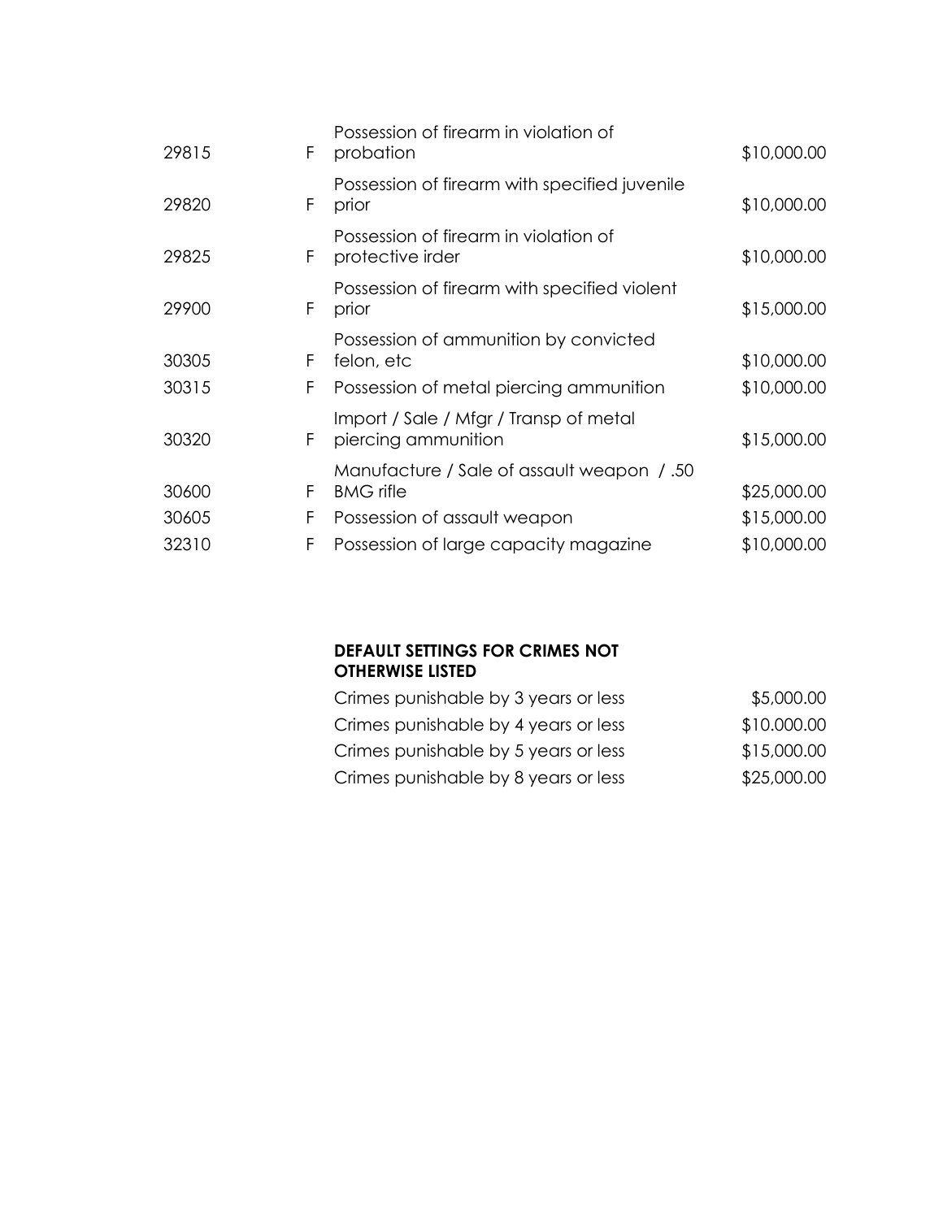| | | | |
|---|---|---|---|
| 29815 | F | Possession of firearm in violation of probation | $10,000.00 |
| 29820 | F | Possession of firearm with specified juvenile prior | $10,000.00 |
| 29825 | F | Possession of firearm in violation of protective irder | $10,000.00 |
| 29900 | F | Possession of firearm with specified violent prior | $15,000.00 |
| 30305 | F | Possession of ammunition by convicted felon, etc | $10,000.00 |
| 30315 | F | Possession of metal piercing ammunition | $10,000.00 |
| 30320 | F | Import / Sale / Mfgr / Transp of metal piercing ammunition | $15,000.00 |
| 30600 | F | Manufacture / Sale of assault weapon / .50 BMG rifle | $25,000.00 |
| 30605 | F | Possession of assault weapon | $15,000.00 |
| 32310 | F | Possession of large capacity magazine | $10,000.00 |

**DEFAULT SETTINGS FOR CRIMES NOT OTHERWISE LISTED**

| | |
|---|---|
| Crimes punishable by 3 years or less | $5,000.00 |
| Crimes punishable by 4 years or less | $10.000.00 |
| Crimes punishable by 5 years or less | $15,000.00 |
| Crimes punishable by 8 years or less | $25,000.00 |